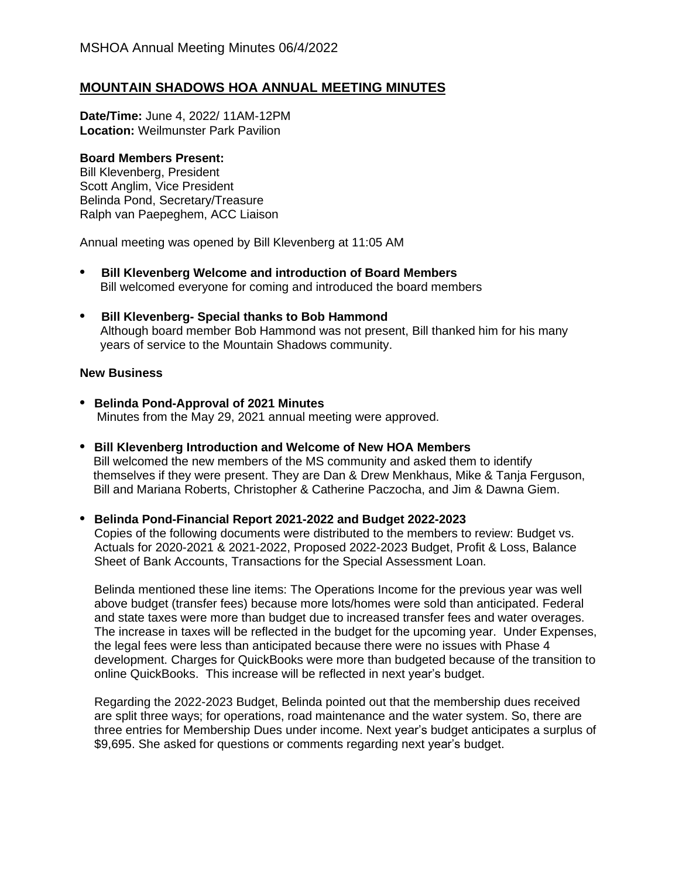# MOUNTAIN SHADOWS HOA ANNUAL MEETING MINUTES

**Date/Time:** June 4, 2022/ 11AM-12PM
**Location:** Weilmunster Park Pavilion

**Board Members Present:**
Bill Klevenberg, President
Scott Anglim, Vice President
Belinda Pond, Secretary/Treasure
Ralph van Paepeghem, ACC Liaison

Annual meeting was opened by Bill Klevenberg at 11:05 AM

- **Bill Klevenberg Welcome and introduction of Board Members**
  Bill welcomed everyone for coming and introduced the board members

- **Bill Klevenberg- Special thanks to Bob Hammond**
  Although board member Bob Hammond was not present, Bill thanked him for his many years of service to the Mountain Shadows community.

**New Business**

- **Belinda Pond-Approval of 2021 Minutes**
  Minutes from the May 29, 2021 annual meeting were approved.

- **Bill Klevenberg Introduction and Welcome of New HOA Members**
  Bill welcomed the new members of the MS community and asked them to identify themselves if they were present. They are Dan & Drew Menkhaus, Mike & Tanja Ferguson, Bill and Mariana Roberts, Christopher & Catherine Paczocha, and Jim & Dawna Giem.

- **Belinda Pond-Financial Report 2021-2022 and Budget 2022-2023**
  Copies of the following documents were distributed to the members to review: Budget vs. Actuals for 2020-2021 & 2021-2022, Proposed 2022-2023 Budget, Profit & Loss, Balance Sheet of Bank Accounts, Transactions for the Special Assessment Loan.

  Belinda mentioned these line items: The Operations Income for the previous year was well above budget (transfer fees) because more lots/homes were sold than anticipated. Federal and state taxes were more than budget due to increased transfer fees and water overages. The increase in taxes will be reflected in the budget for the upcoming year. Under Expenses, the legal fees were less than anticipated because there were no issues with Phase 4 development. Charges for QuickBooks were more than budgeted because of the transition to online QuickBooks. This increase will be reflected in next year's budget.

  Regarding the 2022-2023 Budget, Belinda pointed out that the membership dues received are split three ways; for operations, road maintenance and the water system. So, there are three entries for Membership Dues under income. Next year's budget anticipates a surplus of $9,695. She asked for questions or comments regarding next year's budget.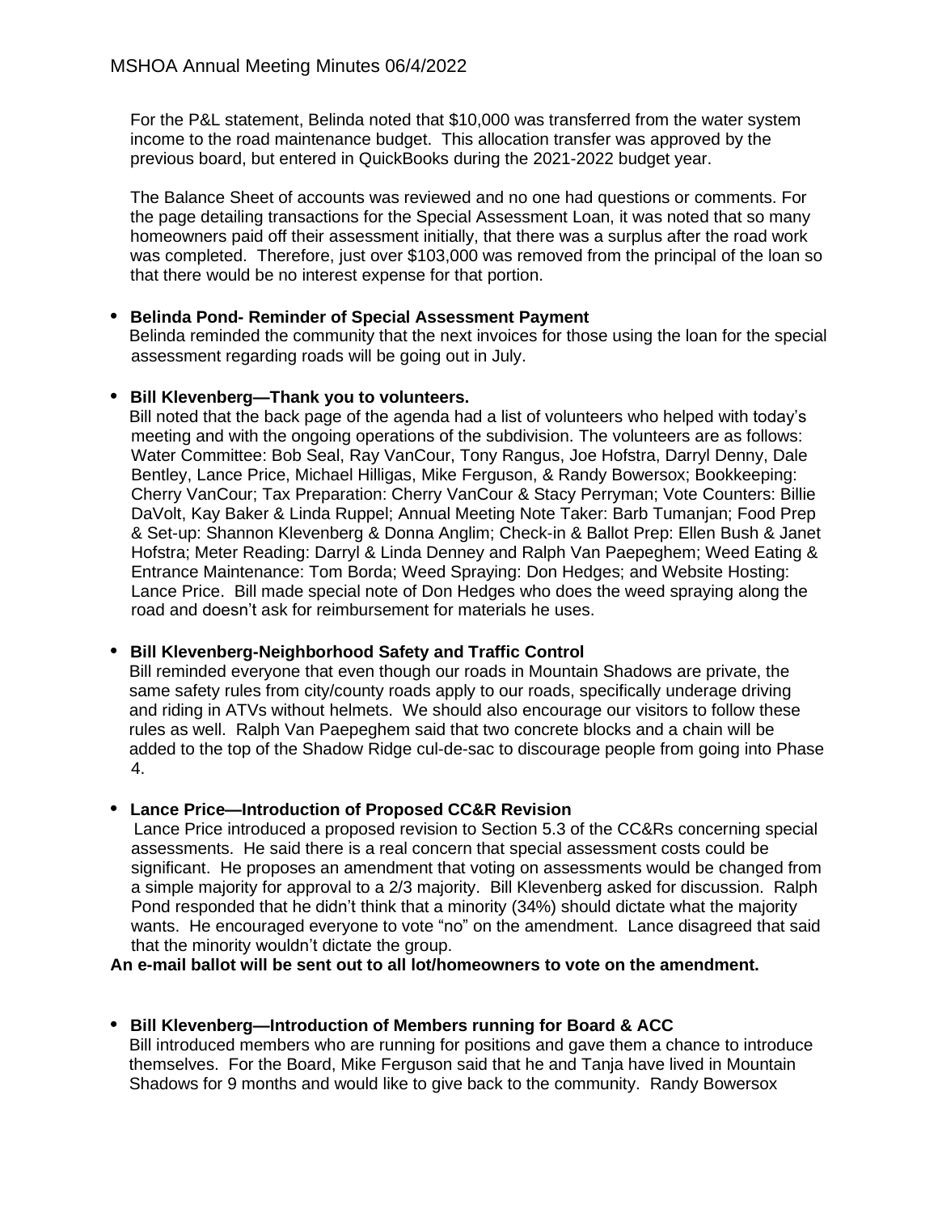For the P&L statement, Belinda noted that $10,000 was transferred from the water system income to the road maintenance budget. This allocation transfer was approved by the previous board, but entered in QuickBooks during the 2021-2022 budget year.

The Balance Sheet of accounts was reviewed and no one had questions or comments. For the page detailing transactions for the Special Assessment Loan, it was noted that so many homeowners paid off their assessment initially, that there was a surplus after the road work was completed. Therefore, just over $103,000 was removed from the principal of the loan so that there would be no interest expense for that portion.

- **Belinda Pond- Reminder of Special Assessment Payment**
  Belinda reminded the community that the next invoices for those using the loan for the special assessment regarding roads will be going out in July.

- **Bill Klevenberg—Thank you to volunteers.**
  Bill noted that the back page of the agenda had a list of volunteers who helped with today's meeting and with the ongoing operations of the subdivision. The volunteers are as follows: Water Committee: Bob Seal, Ray VanCour, Tony Rangus, Joe Hofstra, Darryl Denny, Dale Bentley, Lance Price, Michael Hilligas, Mike Ferguson, & Randy Bowersox; Bookkeeping: Cherry VanCour; Tax Preparation: Cherry VanCour & Stacy Perryman; Vote Counters: Billie DaVolt, Kay Baker & Linda Ruppel; Annual Meeting Note Taker: Barb Tumanjan; Food Prep & Set-up: Shannon Klevenberg & Donna Anglim; Check-in & Ballot Prep: Ellen Bush & Janet Hofstra; Meter Reading: Darryl & Linda Denney and Ralph Van Paepeghem; Weed Eating & Entrance Maintenance: Tom Borda; Weed Spraying: Don Hedges; and Website Hosting: Lance Price. Bill made special note of Don Hedges who does the weed spraying along the road and doesn't ask for reimbursement for materials he uses.

- **Bill Klevenberg-Neighborhood Safety and Traffic Control**
  Bill reminded everyone that even though our roads in Mountain Shadows are private, the same safety rules from city/county roads apply to our roads, specifically underage driving and riding in ATVs without helmets. We should also encourage our visitors to follow these rules as well. Ralph Van Paepeghem said that two concrete blocks and a chain will be added to the top of the Shadow Ridge cul-de-sac to discourage people from going into Phase 4.

- **Lance Price—Introduction of Proposed CC&R Revision**
  Lance Price introduced a proposed revision to Section 5.3 of the CC&Rs concerning special assessments. He said there is a real concern that special assessment costs could be significant. He proposes an amendment that voting on assessments would be changed from a simple majority for approval to a 2/3 majority. Bill Klevenberg asked for discussion. Ralph Pond responded that he didn't think that a minority (34%) should dictate what the majority wants. He encouraged everyone to vote "no" on the amendment. Lance disagreed that said that the minority wouldn't dictate the group.

**An e-mail ballot will be sent out to all lot/homeowners to vote on the amendment.**

- **Bill Klevenberg—Introduction of Members running for Board & ACC**
  Bill introduced members who are running for positions and gave them a chance to introduce themselves. For the Board, Mike Ferguson said that he and Tanja have lived in Mountain Shadows for 9 months and would like to give back to the community. Randy Bowersox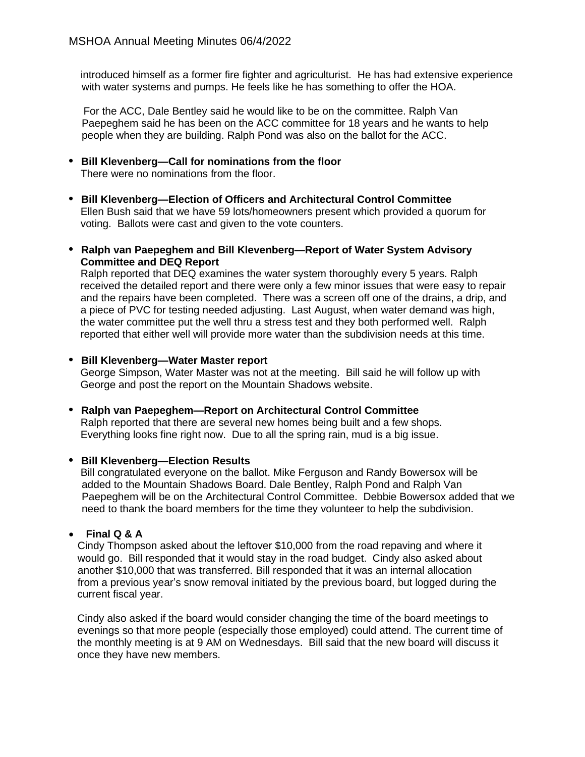introduced himself as a former fire fighter and agriculturist. He has had extensive experience with water systems and pumps. He feels like he has something to offer the HOA.

For the ACC, Dale Bentley said he would like to be on the committee. Ralph Van Paepeghem said he has been on the ACC committee for 18 years and he wants to help people when they are building. Ralph Pond was also on the ballot for the ACC.

- **Bill Klevenberg—Call for nominations from the floor**
  There were no nominations from the floor.

- **Bill Klevenberg—Election of Officers and Architectural Control Committee**
  Ellen Bush said that we have 59 lots/homeowners present which provided a quorum for voting. Ballots were cast and given to the vote counters.

- **Ralph van Paepeghem and Bill Klevenberg—Report of Water System Advisory Committee and DEQ Report**
  Ralph reported that DEQ examines the water system thoroughly every 5 years. Ralph received the detailed report and there were only a few minor issues that were easy to repair and the repairs have been completed. There was a screen off one of the drains, a drip, and a piece of PVC for testing needed adjusting. Last August, when water demand was high, the water committee put the well thru a stress test and they both performed well. Ralph reported that either well will provide more water than the subdivision needs at this time.

- **Bill Klevenberg—Water Master report**
  George Simpson, Water Master was not at the meeting. Bill said he will follow up with George and post the report on the Mountain Shadows website.

- **Ralph van Paepeghem—Report on Architectural Control Committee**
  Ralph reported that there are several new homes being built and a few shops. Everything looks fine right now. Due to all the spring rain, mud is a big issue.

- **Bill Klevenberg—Election Results**
  Bill congratulated everyone on the ballot. Mike Ferguson and Randy Bowersox will be added to the Mountain Shadows Board. Dale Bentley, Ralph Pond and Ralph Van Paepeghem will be on the Architectural Control Committee. Debbie Bowersox added that we need to thank the board members for the time they volunteer to help the subdivision.

- **Final Q & A**
  Cindy Thompson asked about the leftover $10,000 from the road repaving and where it would go. Bill responded that it would stay in the road budget. Cindy also asked about another $10,000 that was transferred. Bill responded that it was an internal allocation from a previous year's snow removal initiated by the previous board, but logged during the current fiscal year.

  Cindy also asked if the board would consider changing the time of the board meetings to evenings so that more people (especially those employed) could attend. The current time of the monthly meeting is at 9 AM on Wednesdays. Bill said that the new board will discuss it once they have new members.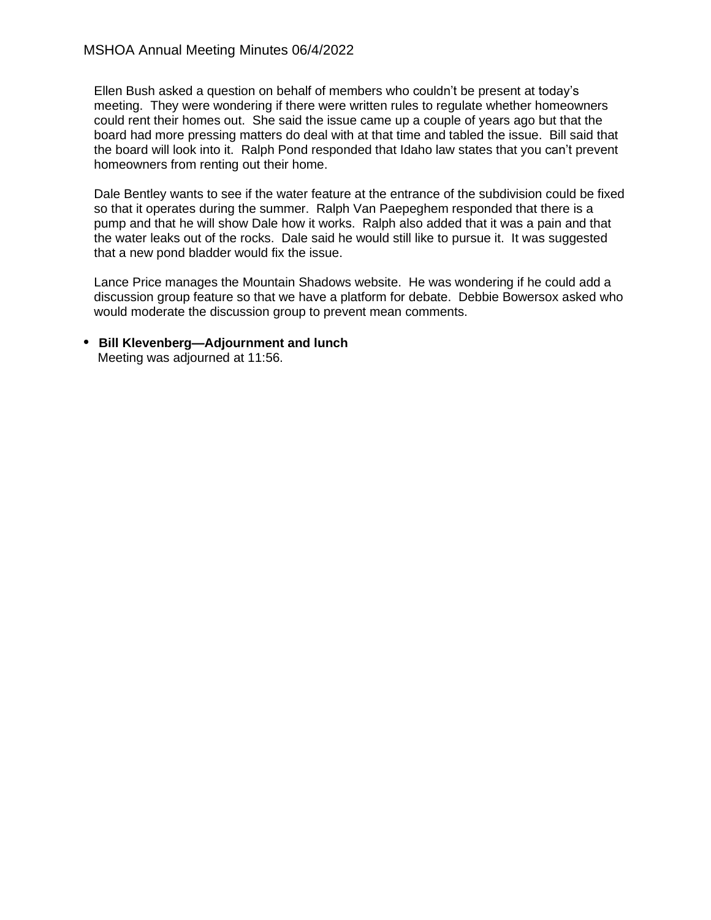Ellen Bush asked a question on behalf of members who couldn't be present at today's meeting. They were wondering if there were written rules to regulate whether homeowners could rent their homes out. She said the issue came up a couple of years ago but that the board had more pressing matters do deal with at that time and tabled the issue. Bill said that the board will look into it. Ralph Pond responded that Idaho law states that you can't prevent homeowners from renting out their home.

Dale Bentley wants to see if the water feature at the entrance of the subdivision could be fixed so that it operates during the summer. Ralph Van Paepeghem responded that there is a pump and that he will show Dale how it works. Ralph also added that it was a pain and that the water leaks out of the rocks. Dale said he would still like to pursue it. It was suggested that a new pond bladder would fix the issue.

Lance Price manages the Mountain Shadows website. He was wondering if he could add a discussion group feature so that we have a platform for debate. Debbie Bowersox asked who would moderate the discussion group to prevent mean comments.

- **Bill Klevenberg—Adjournment and lunch**
  Meeting was adjourned at 11:56.